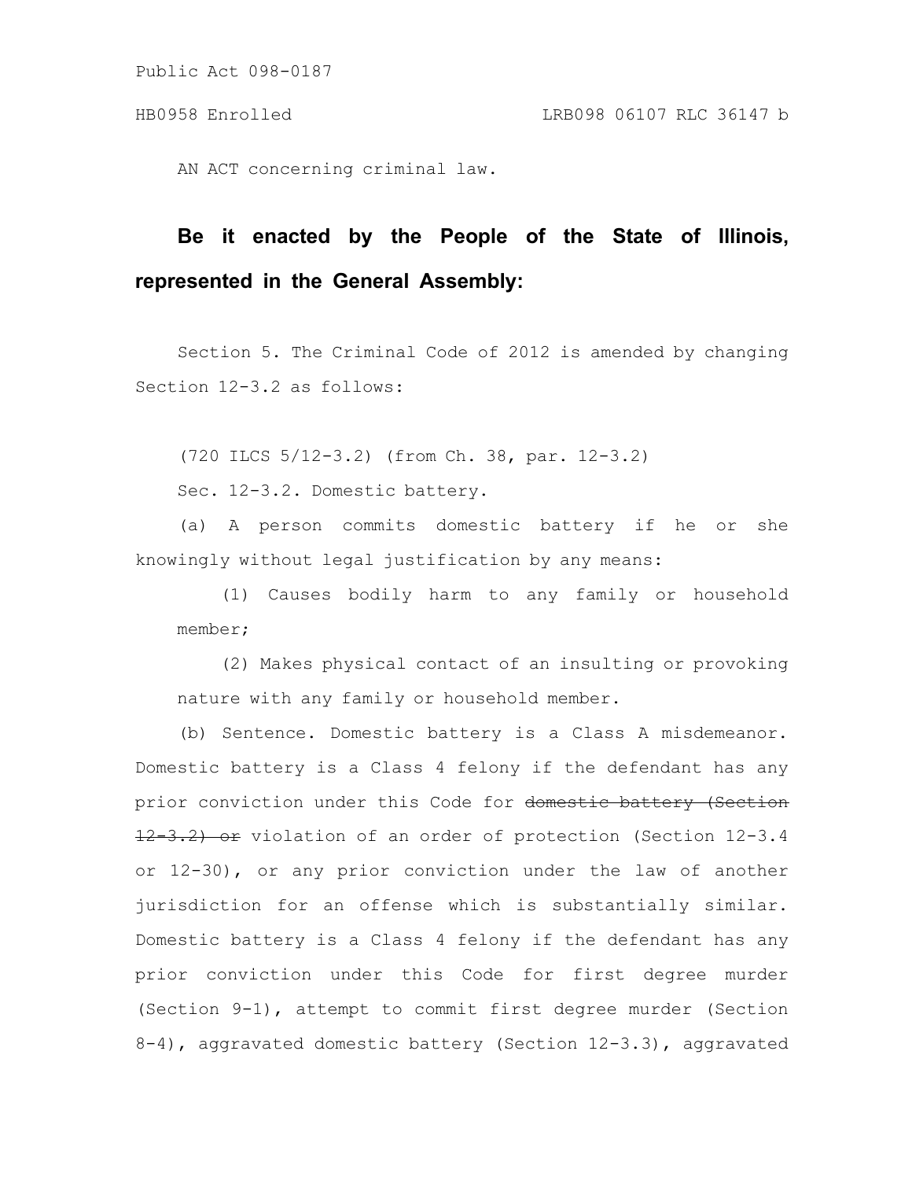Public Act 098-0187

HB0958 Enrolled LRB098 06107 RLC 36147 b

AN ACT concerning criminal law.

**Be it enacted by the People of the State of Illinois, represented in the General Assembly:**

Section 5. The Criminal Code of 2012 is amended by changing Section 12-3.2 as follows:

(720 ILCS 5/12-3.2) (from Ch. 38, par. 12-3.2)

Sec. 12-3.2. Domestic battery.

(a) A person commits domestic battery if he or she knowingly without legal justification by any means:

(1) Causes bodily harm to any family or household member;

(2) Makes physical contact of an insulting or provoking nature with any family or household member.

(b) Sentence. Domestic battery is a Class A misdemeanor. Domestic battery is a Class 4 felony if the defendant has any prior conviction under this Code for ~~domestic battery (Section 12-3.2) or~~ violation of an order of protection (Section 12-3.4 or 12-30), or any prior conviction under the law of another jurisdiction for an offense which is substantially similar. Domestic battery is a Class 4 felony if the defendant has any prior conviction under this Code for first degree murder (Section 9-1), attempt to commit first degree murder (Section 8-4), aggravated domestic battery (Section 12-3.3), aggravated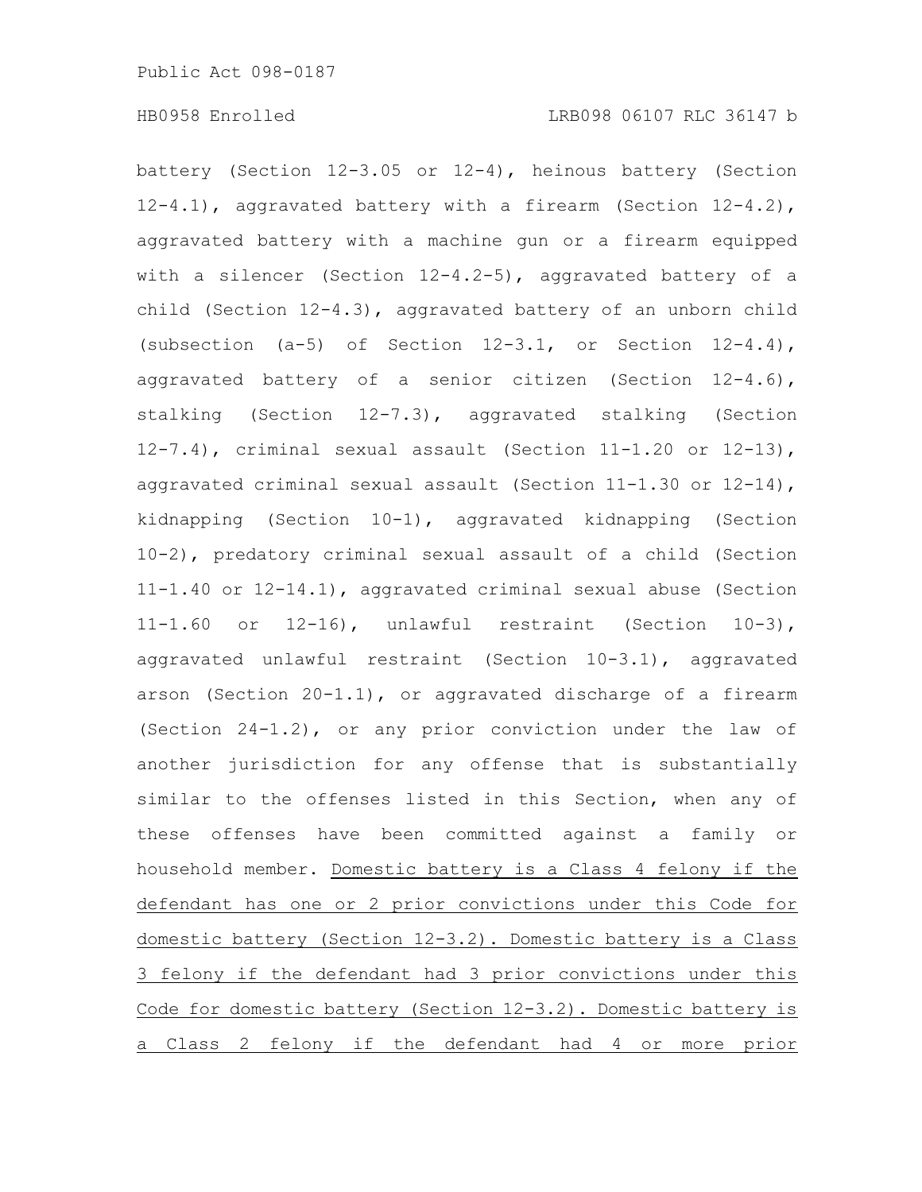battery (Section 12-3.05 or 12-4), heinous battery (Section 12-4.1), aggravated battery with a firearm (Section 12-4.2), aggravated battery with a machine gun or a firearm equipped with a silencer (Section 12-4.2-5), aggravated battery of a child (Section 12-4.3), aggravated battery of an unborn child (subsection (a-5) of Section 12-3.1, or Section 12-4.4), aggravated battery of a senior citizen (Section 12-4.6), stalking (Section 12-7.3), aggravated stalking (Section 12-7.4), criminal sexual assault (Section 11-1.20 or 12-13), aggravated criminal sexual assault (Section 11-1.30 or 12-14), kidnapping (Section 10-1), aggravated kidnapping (Section 10-2), predatory criminal sexual assault of a child (Section 11-1.40 or 12-14.1), aggravated criminal sexual abuse (Section 11-1.60 or 12-16), unlawful restraint (Section 10-3), aggravated unlawful restraint (Section 10-3.1), aggravated arson (Section 20-1.1), or aggravated discharge of a firearm (Section 24-1.2), or any prior conviction under the law of another jurisdiction for any offense that is substantially similar to the offenses listed in this Section, when any of these offenses have been committed against a family or household member. Domestic battery is a Class 4 felony if the defendant has one or 2 prior convictions under this Code for domestic battery (Section 12-3.2). Domestic battery is a Class 3 felony if the defendant had 3 prior convictions under this Code for domestic battery (Section 12-3.2). Domestic battery is a Class 2 felony if the defendant had 4 or more prior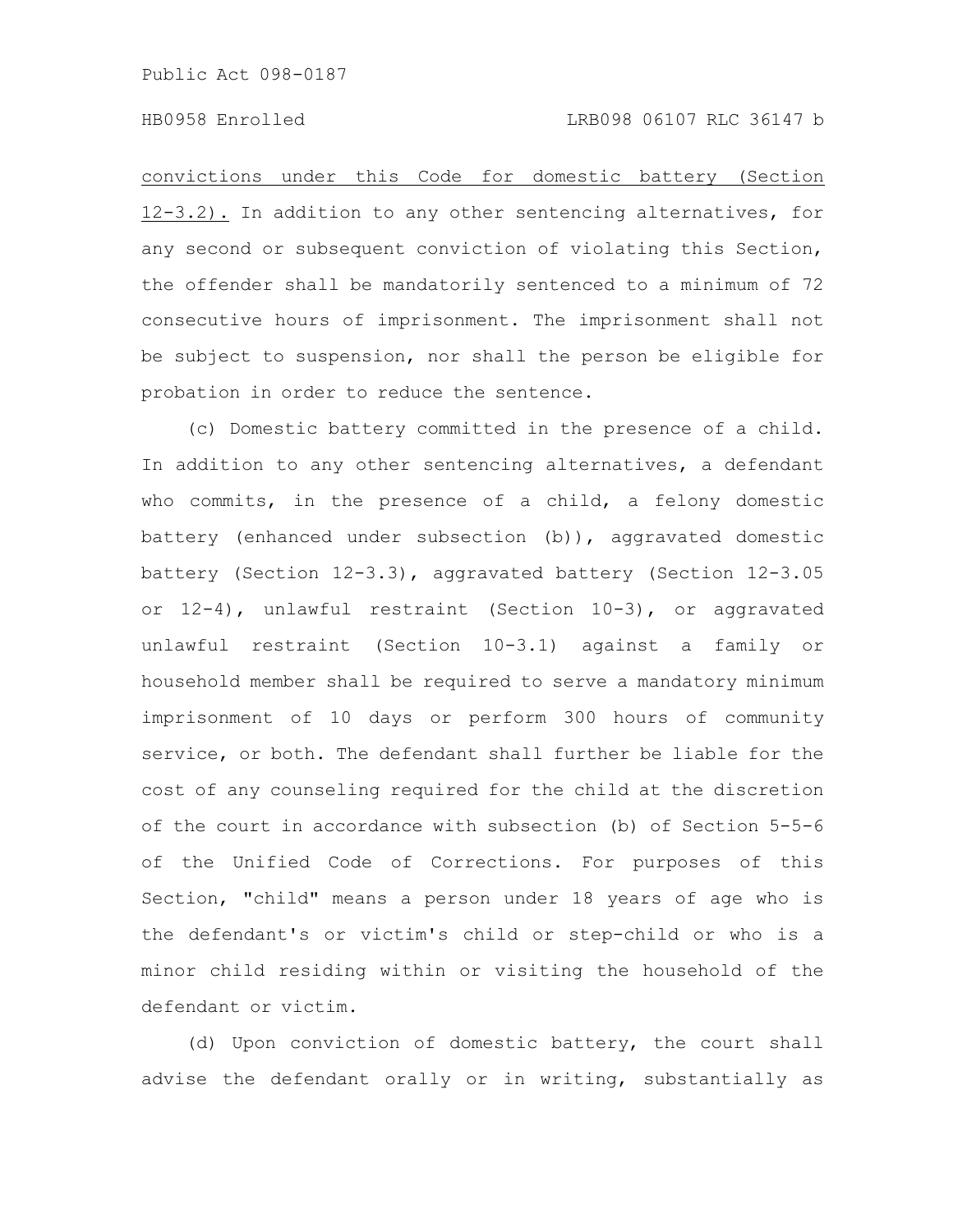convictions under this Code for domestic battery (Section 12-3.2). In addition to any other sentencing alternatives, for any second or subsequent conviction of violating this Section, the offender shall be mandatorily sentenced to a minimum of 72 consecutive hours of imprisonment. The imprisonment shall not be subject to suspension, nor shall the person be eligible for probation in order to reduce the sentence.

(c) Domestic battery committed in the presence of a child. In addition to any other sentencing alternatives, a defendant who commits, in the presence of a child, a felony domestic battery (enhanced under subsection (b)), aggravated domestic battery (Section 12-3.3), aggravated battery (Section 12-3.05 or 12-4), unlawful restraint (Section 10-3), or aggravated unlawful restraint (Section 10-3.1) against a family or household member shall be required to serve a mandatory minimum imprisonment of 10 days or perform 300 hours of community service, or both. The defendant shall further be liable for the cost of any counseling required for the child at the discretion of the court in accordance with subsection (b) of Section 5-5-6 of the Unified Code of Corrections. For purposes of this Section, "child" means a person under 18 years of age who is the defendant's or victim's child or step-child or who is a minor child residing within or visiting the household of the defendant or victim.

(d) Upon conviction of domestic battery, the court shall advise the defendant orally or in writing, substantially as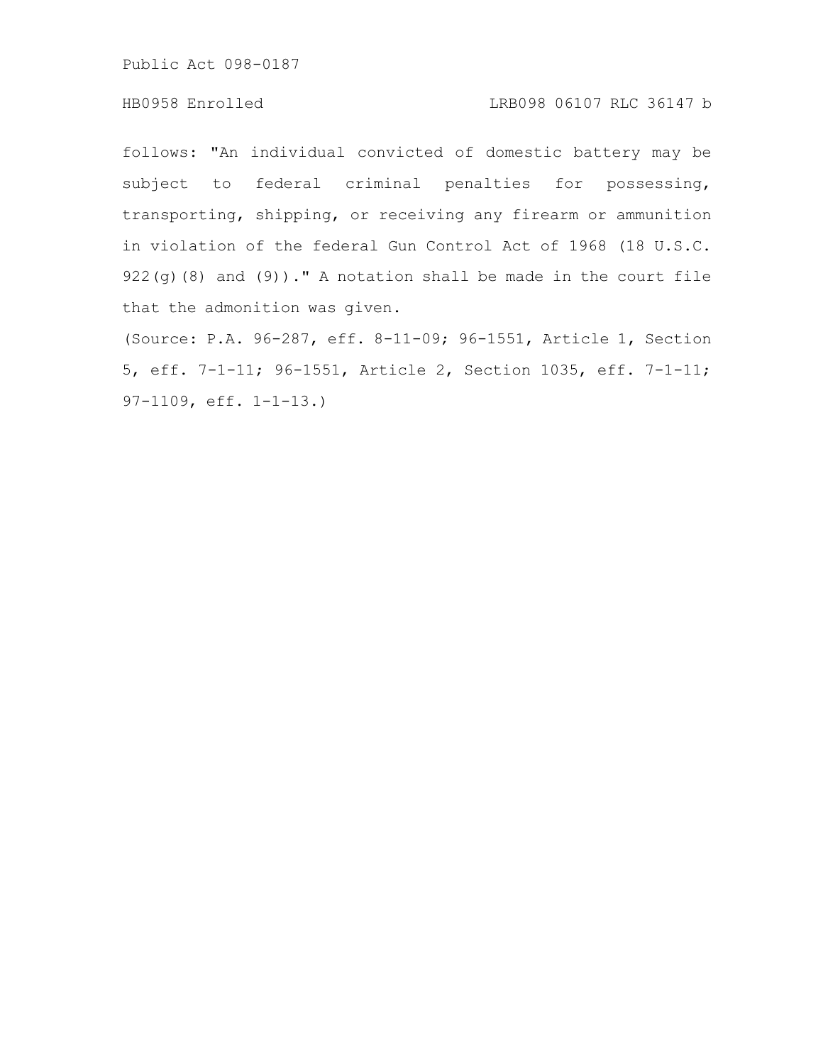follows: "An individual convicted of domestic battery may be subject to federal criminal penalties for possessing, transporting, shipping, or receiving any firearm or ammunition in violation of the federal Gun Control Act of 1968 (18 U.S.C. 922(g)(8) and (9))." A notation shall be made in the court file that the admonition was given.

(Source: P.A. 96-287, eff. 8-11-09; 96-1551, Article 1, Section 5, eff. 7-1-11; 96-1551, Article 2, Section 1035, eff. 7-1-11; 97-1109, eff. 1-1-13.)